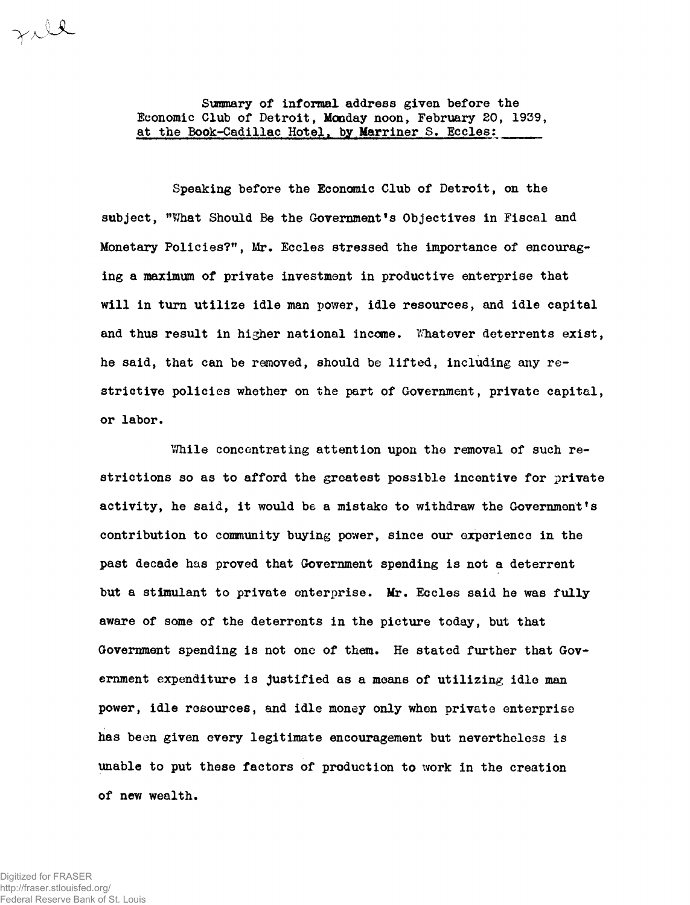Summary of informal address given before the Economic Club of Detroit, Monday noon, February 20, 1939, at the Book-Cadillac Hotel, by Marriner S. Eccles:

Speaking before the Economic Club of Detroit, on the subject, "What Should Be the Government's Objectives in Fiscal and Monetary Policies?", Mr. Eccles stressed the importance of encouraging a maximum of private investment in productive enterprise that will in turn utilize idle man power, idle resources, and idle capital and thus result in higher national income. Whatever deterrents exist, he said, that can be removed, should be lifted, including any restrictive policies whether on the part of Government, private capital, or labor.

While concentrating attention upon the removal of such restrictions so as to afford the greatest possible incentive for private activity, he said, it would be a mistake to withdraw the Government's contribution to community buying power, since our experience in the past decade has proved that Government spending is not a deterrent but a stimulant to private enterprise. Mr. Eccles said he was fully aware of some of the deterrents in the picture today, but that Government spending is not one of them. He stated further that Government expenditure is justified as a means of utilizing idle man power, idle resources, and idle money only when private enterprise has been given every legitimate encouragement but nevertheless is unable to put these factors of production to work in the creation of new wealth.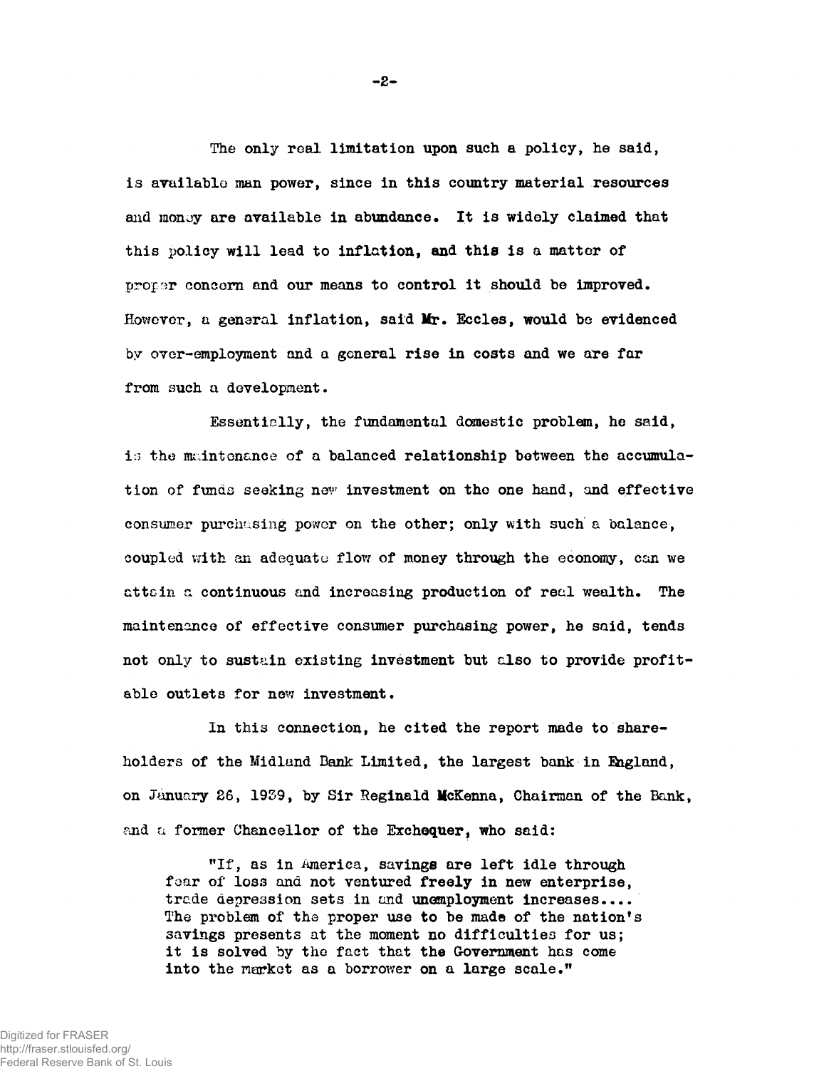The only real limitation upon such a policy, he said, is available man power, since in this country material resources and money are available in abundance. It is widely claimed that this policy will lead to inflation, and this is a matter of proper concern and our means to control it should be improved. However, a general inflation, said Mr. Eccles, would be evidenced by over-employment and a general rise in costs and we are far from such a development.

Essentially, the fundamental domestic problem, he said, is the maintenance of a balanced relationship between the accumulation of funds seeking new investment on the one hand, and effective consumer purchasing power on the other; only with such a balance, coupled with an adequate flow of money through the economy, can we attain a continuous and increasing production of real wealth. The maintenance of effective consumer purchasing power, he said, tends not only to sustain existing investment but also to provide profitable outlets for new investment.

In this connection, he cited the report made to shareholders of the Midland Bank Limited, the largest bank in England, on January 26, 1939, by Sir Reginald McKenna, Chairman of the Bank, and a former Chancellor of the Exchequer, who said:

> "If, as in America, savings are left idle through fear of loss and not ventured freely in new enterprise, trade depression sets in and unemployment increases.... The problem of the proper use to be made of the nation's savings presents at the moment no difficulties for us; it is solved by the fact that the Government has come into the market as a borrower on a large scale."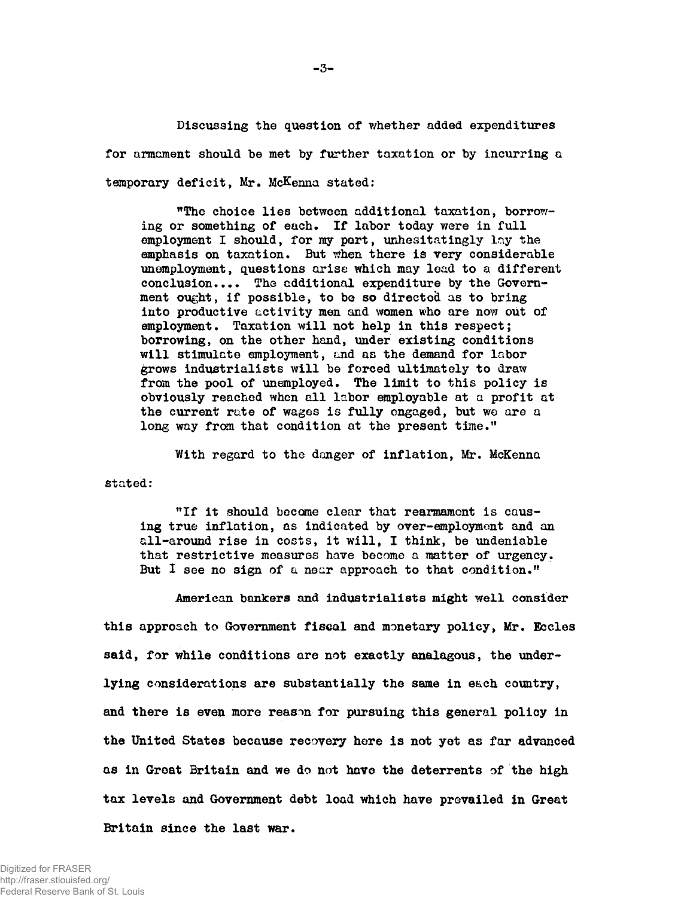Discussing the question of whether added expenditures for armament should be met by further taxation or by incurring a temporary deficit, Mr. McKenna stated:

> "The choice lies between additional taxation, borrowing or something of each. If labor today were in full employment I should, for my part, unhesitatingly lay the emphasis on taxation. But when there is very considerable unemployment, questions arise which may lead to a different conclusion.... The additional expenditure by the Government ought, if possible, to be so directed as to bring into productive activity men and women who are now out of employment. Taxation will not help in this respect; borrowing, on the other hand, under existing conditions will stimulate employment, and as the demand for labor grows industrialists will be forced ultimately to draw from the pool of unemployed. The limit to this policy is obviously reached when all labor employable at a profit at the current rate of wages is fully engaged, but we are a long way from that condition at the present time."

With regard to the danger of inflation, Mr. McKenna stated:

> "If it should become clear that rearmament is causing true inflation, as indicated by over-employment and an all-around rise in costs, it will, I think, be undeniable that restrictive measures have become a matter of urgency. But I see no sign of a near approach to that condition."

American bankers and industrialists might well consider this approach to Government fiscal and monetary policy, Mr. Eccles said, for while conditions are not exactly analagous, the underlying considerations are substantially the same in each country, and there is even more reason for pursuing this general policy in the United States because recovery here is not yet as far advanced as in Great Britain and we do not have the deterrents of the high tax levels and Government debt load which have prevailed in Great Britain since the last war.